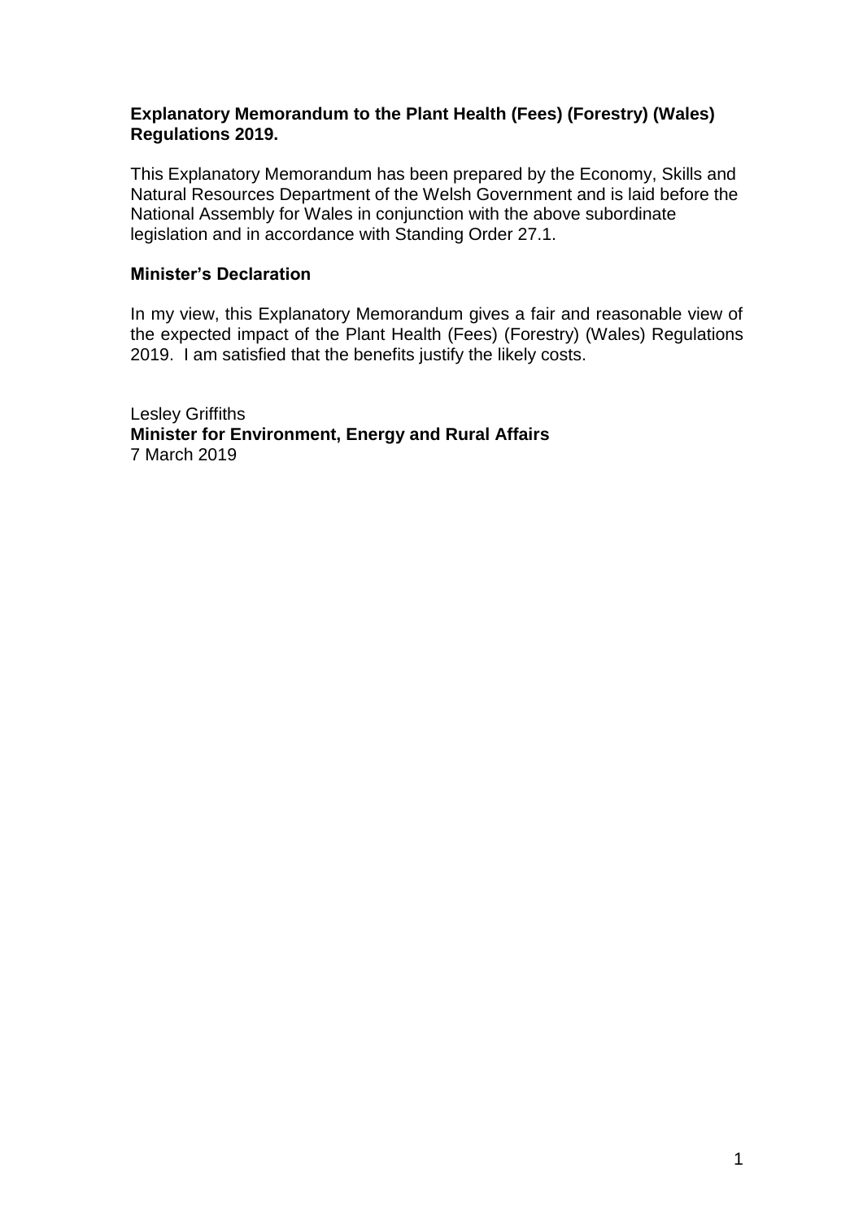**Explanatory Memorandum to the Plant Health (Fees) (Forestry) (Wales) Regulations 2019.**

This Explanatory Memorandum has been prepared by the Economy, Skills and Natural Resources Department of the Welsh Government and is laid before the National Assembly for Wales in conjunction with the above subordinate legislation and in accordance with Standing Order 27.1.

**Minister's Declaration**

In my view, this Explanatory Memorandum gives a fair and reasonable view of the expected impact of the Plant Health (Fees) (Forestry) (Wales) Regulations 2019. I am satisfied that the benefits justify the likely costs.

Lesley Griffiths
**Minister for Environment, Energy and Rural Affairs**
7 March 2019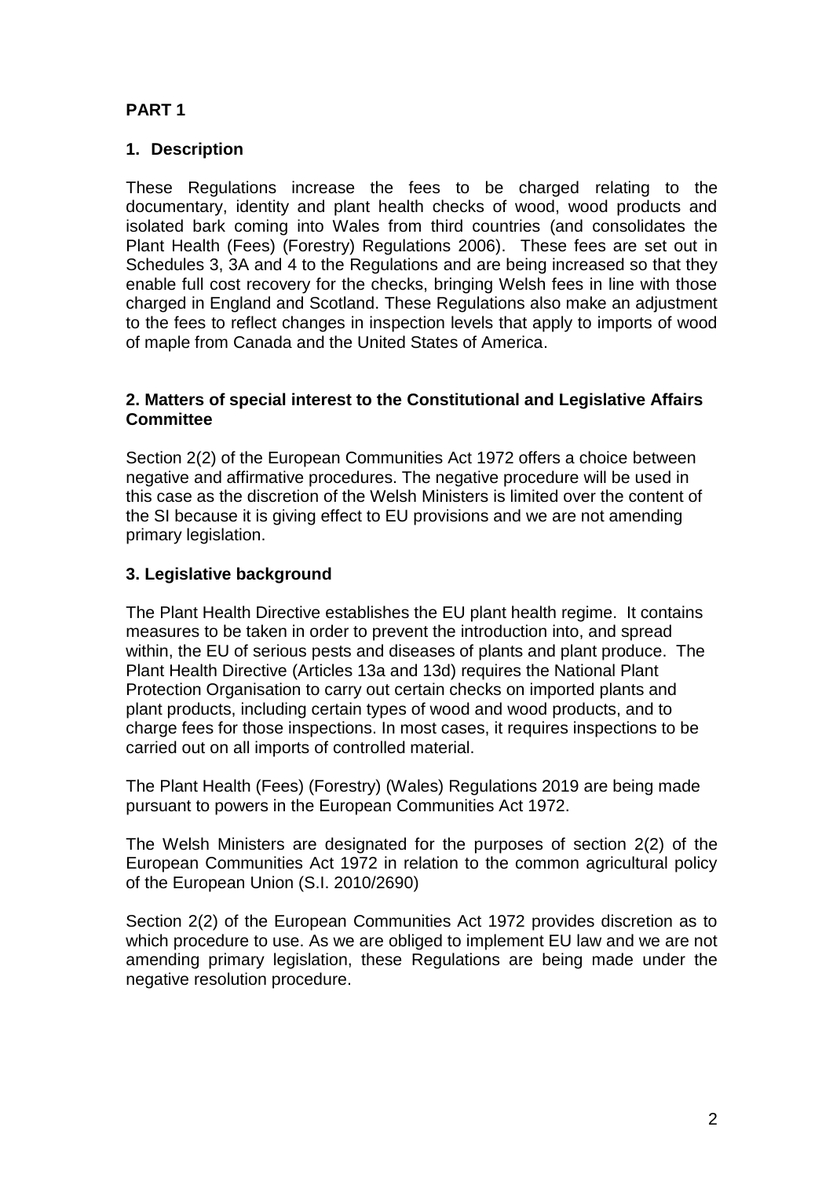## PART 1

### 1. Description

These Regulations increase the fees to be charged relating to the documentary, identity and plant health checks of wood, wood products and isolated bark coming into Wales from third countries (and consolidates the Plant Health (Fees) (Forestry) Regulations 2006). These fees are set out in Schedules 3, 3A and 4 to the Regulations and are being increased so that they enable full cost recovery for the checks, bringing Welsh fees in line with those charged in England and Scotland. These Regulations also make an adjustment to the fees to reflect changes in inspection levels that apply to imports of wood of maple from Canada and the United States of America.

### 2. Matters of special interest to the Constitutional and Legislative Affairs Committee

Section 2(2) of the European Communities Act 1972 offers a choice between negative and affirmative procedures. The negative procedure will be used in this case as the discretion of the Welsh Ministers is limited over the content of the SI because it is giving effect to EU provisions and we are not amending primary legislation.

### 3. Legislative background

The Plant Health Directive establishes the EU plant health regime. It contains measures to be taken in order to prevent the introduction into, and spread within, the EU of serious pests and diseases of plants and plant produce. The Plant Health Directive (Articles 13a and 13d) requires the National Plant Protection Organisation to carry out certain checks on imported plants and plant products, including certain types of wood and wood products, and to charge fees for those inspections. In most cases, it requires inspections to be carried out on all imports of controlled material.

The Plant Health (Fees) (Forestry) (Wales) Regulations 2019 are being made pursuant to powers in the European Communities Act 1972.

The Welsh Ministers are designated for the purposes of section 2(2) of the European Communities Act 1972 in relation to the common agricultural policy of the European Union (S.I. 2010/2690)

Section 2(2) of the European Communities Act 1972 provides discretion as to which procedure to use. As we are obliged to implement EU law and we are not amending primary legislation, these Regulations are being made under the negative resolution procedure.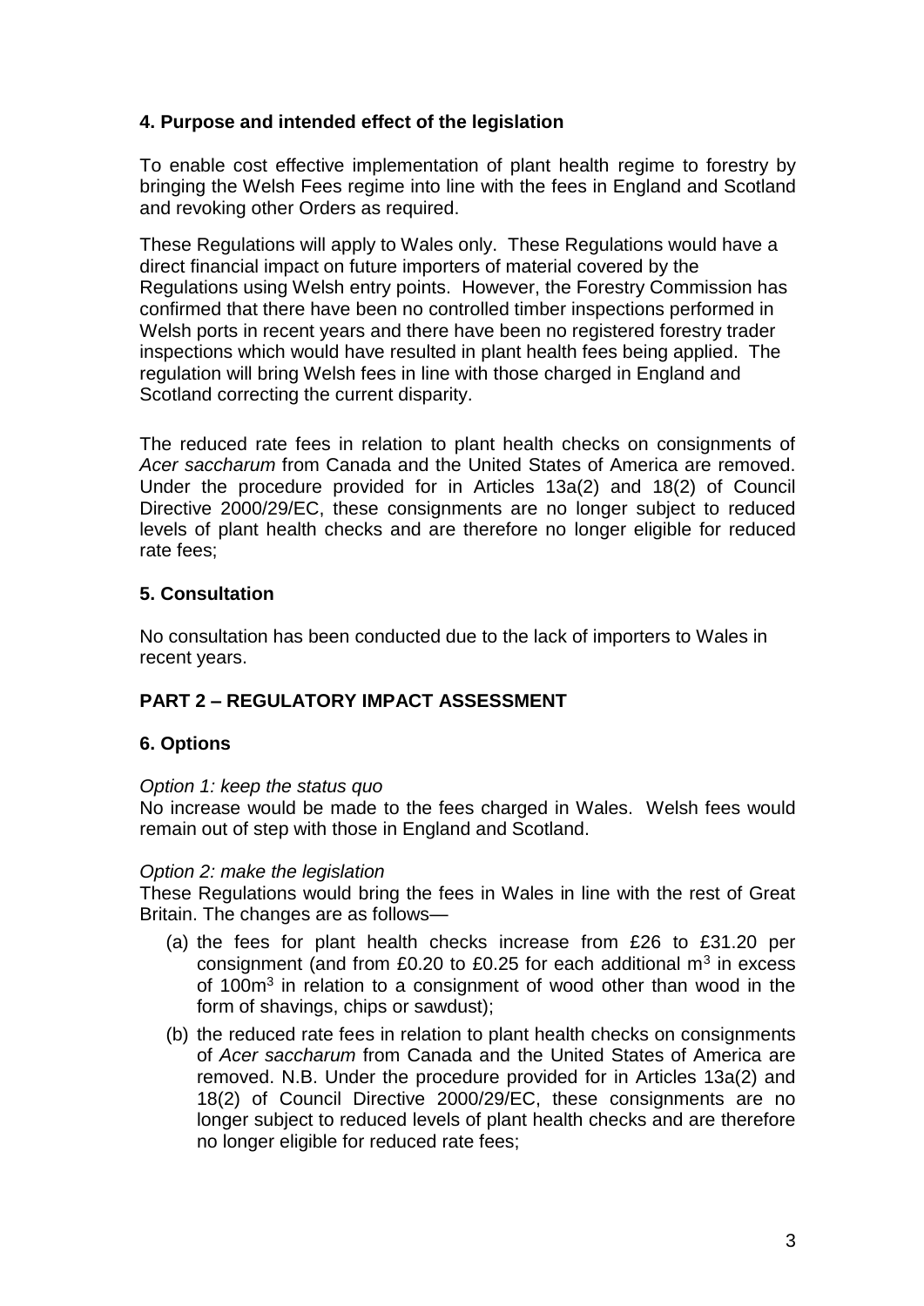## 4. Purpose and intended effect of the legislation

To enable cost effective implementation of plant health regime to forestry by bringing the Welsh Fees regime into line with the fees in England and Scotland and revoking other Orders as required.

These Regulations will apply to Wales only. These Regulations would have a direct financial impact on future importers of material covered by the Regulations using Welsh entry points. However, the Forestry Commission has confirmed that there have been no controlled timber inspections performed in Welsh ports in recent years and there have been no registered forestry trader inspections which would have resulted in plant health fees being applied. The regulation will bring Welsh fees in line with those charged in England and Scotland correcting the current disparity.

The reduced rate fees in relation to plant health checks on consignments of *Acer saccharum* from Canada and the United States of America are removed. Under the procedure provided for in Articles 13a(2) and 18(2) of Council Directive 2000/29/EC, these consignments are no longer subject to reduced levels of plant health checks and are therefore no longer eligible for reduced rate fees;

## 5. Consultation

No consultation has been conducted due to the lack of importers to Wales in recent years.

## PART 2 – REGULATORY IMPACT ASSESSMENT

## 6. Options

*Option 1: keep the status quo*
No increase would be made to the fees charged in Wales. Welsh fees would remain out of step with those in England and Scotland.

*Option 2: make the legislation*
These Regulations would bring the fees in Wales in line with the rest of Great Britain. The changes are as follows—

(a) the fees for plant health checks increase from £26 to £31.20 per consignment (and from £0.20 to £0.25 for each additional $m^3$ in excess of $100m^3$ in relation to a consignment of wood other than wood in the form of shavings, chips or sawdust);

(b) the reduced rate fees in relation to plant health checks on consignments of *Acer saccharum* from Canada and the United States of America are removed. N.B. Under the procedure provided for in Articles 13a(2) and 18(2) of Council Directive 2000/29/EC, these consignments are no longer subject to reduced levels of plant health checks and are therefore no longer eligible for reduced rate fees;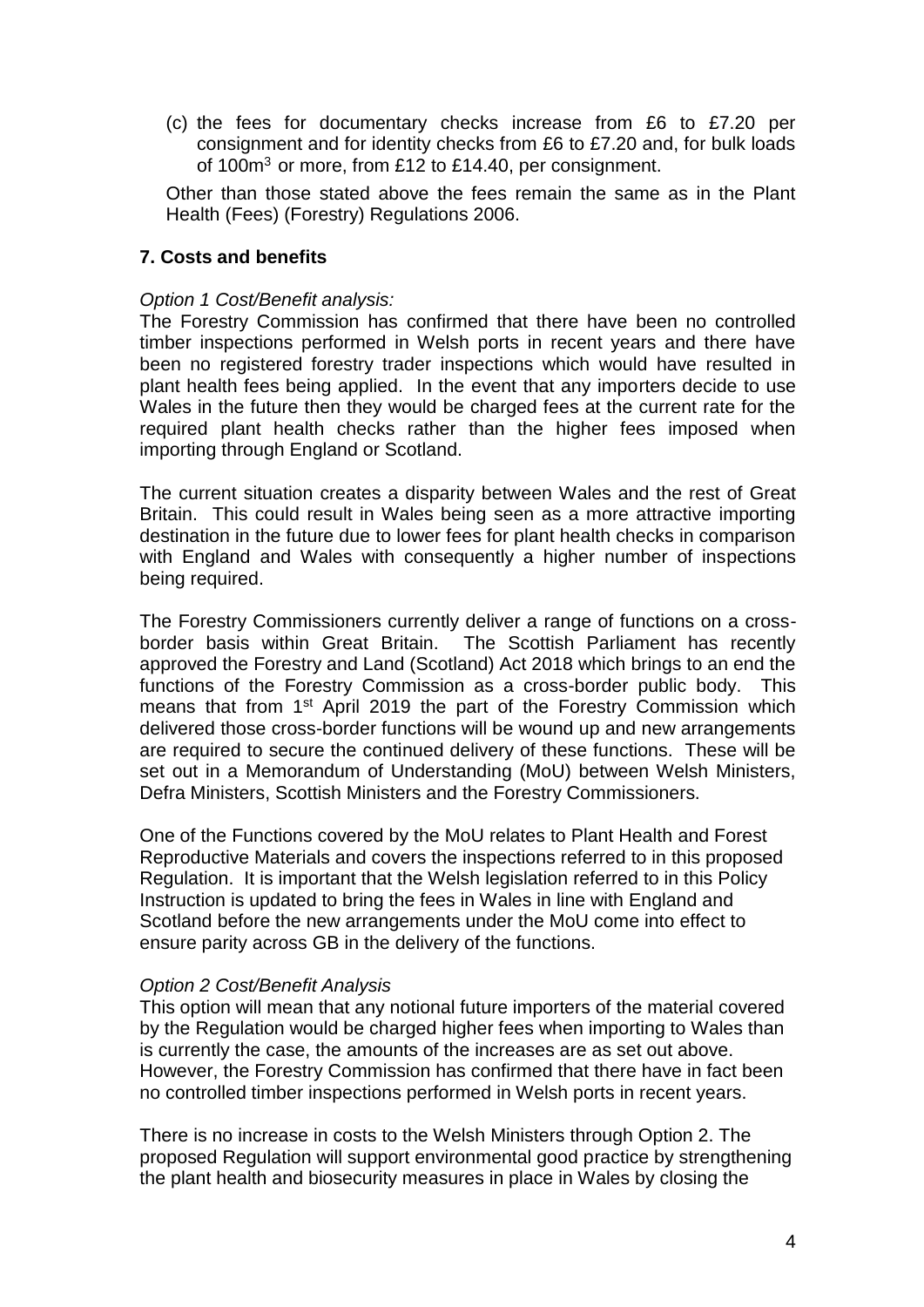(c) the fees for documentary checks increase from £6 to £7.20 per consignment and for identity checks from £6 to £7.20 and, for bulk loads of 100m$^3$ or more, from £12 to £14.40, per consignment.

Other than those stated above the fees remain the same as in the Plant Health (Fees) (Forestry) Regulations 2006.

## 7. Costs and benefits

*Option 1 Cost/Benefit analysis:*
The Forestry Commission has confirmed that there have been no controlled timber inspections performed in Welsh ports in recent years and there have been no registered forestry trader inspections which would have resulted in plant health fees being applied. In the event that any importers decide to use Wales in the future then they would be charged fees at the current rate for the required plant health checks rather than the higher fees imposed when importing through England or Scotland.

The current situation creates a disparity between Wales and the rest of Great Britain. This could result in Wales being seen as a more attractive importing destination in the future due to lower fees for plant health checks in comparison with England and Wales with consequently a higher number of inspections being required.

The Forestry Commissioners currently deliver a range of functions on a cross-border basis within Great Britain. The Scottish Parliament has recently approved the Forestry and Land (Scotland) Act 2018 which brings to an end the functions of the Forestry Commission as a cross-border public body. This means that from 1st April 2019 the part of the Forestry Commission which delivered those cross-border functions will be wound up and new arrangements are required to secure the continued delivery of these functions. These will be set out in a Memorandum of Understanding (MoU) between Welsh Ministers, Defra Ministers, Scottish Ministers and the Forestry Commissioners.

One of the Functions covered by the MoU relates to Plant Health and Forest Reproductive Materials and covers the inspections referred to in this proposed Regulation. It is important that the Welsh legislation referred to in this Policy Instruction is updated to bring the fees in Wales in line with England and Scotland before the new arrangements under the MoU come into effect to ensure parity across GB in the delivery of the functions.

*Option 2 Cost/Benefit Analysis*
This option will mean that any notional future importers of the material covered by the Regulation would be charged higher fees when importing to Wales than is currently the case, the amounts of the increases are as set out above. However, the Forestry Commission has confirmed that there have in fact been no controlled timber inspections performed in Welsh ports in recent years.

There is no increase in costs to the Welsh Ministers through Option 2. The proposed Regulation will support environmental good practice by strengthening the plant health and biosecurity measures in place in Wales by closing the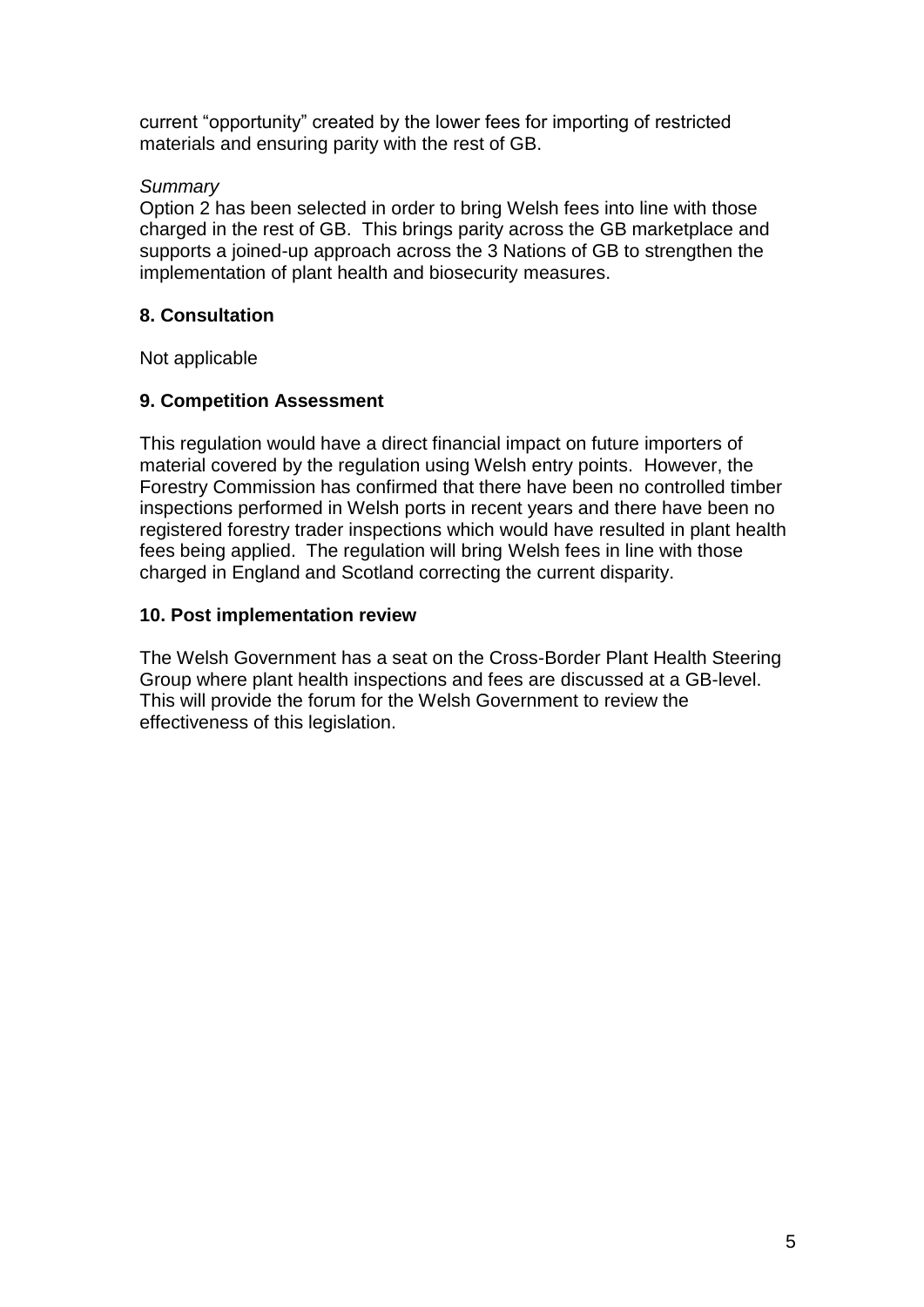current "opportunity" created by the lower fees for importing of restricted materials and ensuring parity with the rest of GB.

*Summary*

Option 2 has been selected in order to bring Welsh fees into line with those charged in the rest of GB. This brings parity across the GB marketplace and supports a joined-up approach across the 3 Nations of GB to strengthen the implementation of plant health and biosecurity measures.

**8. Consultation**

Not applicable

**9. Competition Assessment**

This regulation would have a direct financial impact on future importers of material covered by the regulation using Welsh entry points. However, the Forestry Commission has confirmed that there have been no controlled timber inspections performed in Welsh ports in recent years and there have been no registered forestry trader inspections which would have resulted in plant health fees being applied. The regulation will bring Welsh fees in line with those charged in England and Scotland correcting the current disparity.

**10. Post implementation review**

The Welsh Government has a seat on the Cross-Border Plant Health Steering Group where plant health inspections and fees are discussed at a GB-level. This will provide the forum for the Welsh Government to review the effectiveness of this legislation.